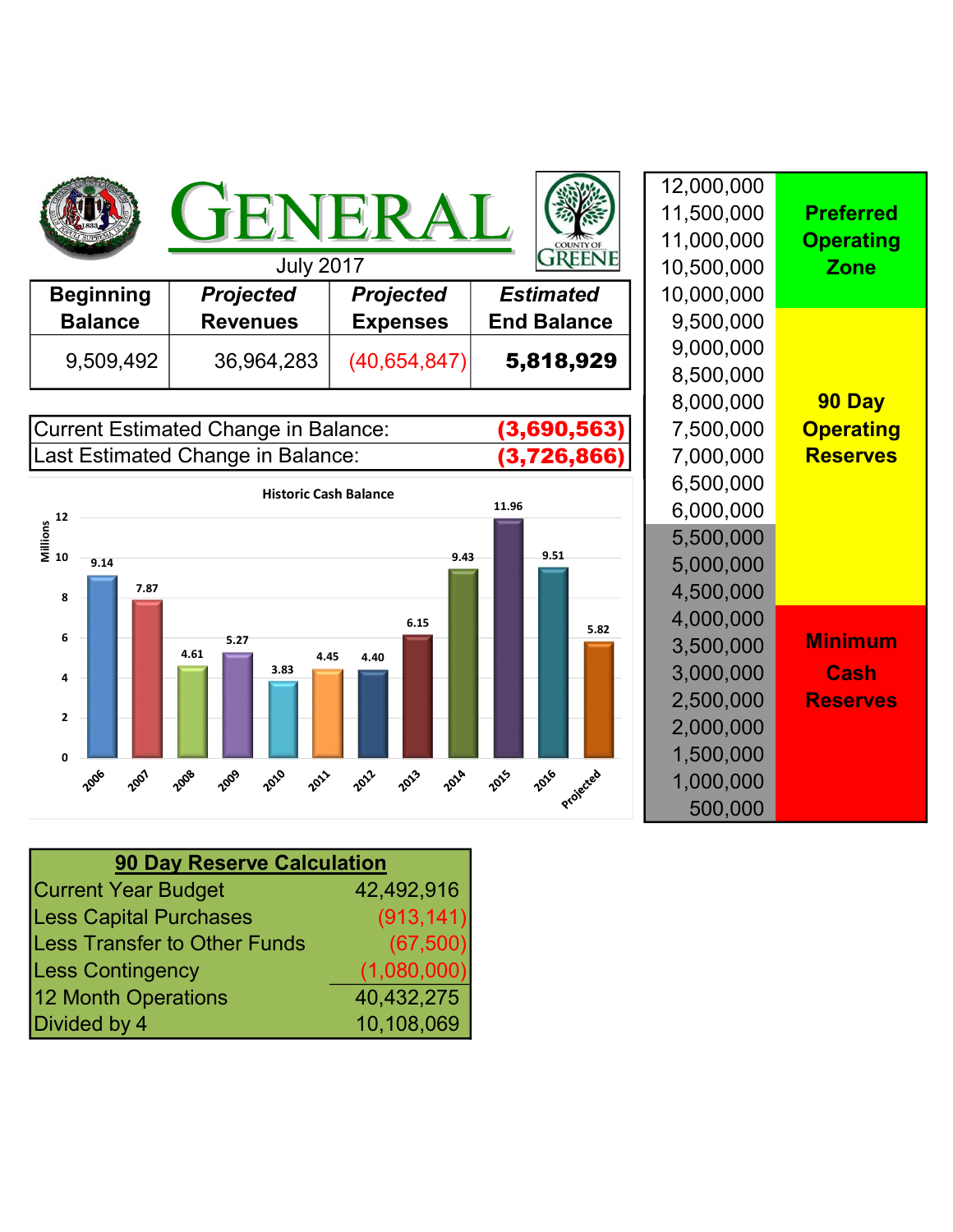# GENERAL

July 2017

| Beginning Balance | Projected Revenues | Projected Expenses | Estimated End Balance |
|---|---|---|---|
| 9,509,492 | 36,964,283 | (40,654,847) | **5,818,929** |

| | |
|---|---|
| Current Estimated Change in Balance: | **(3,690,563)** |
| Last Estimated Change in Balance: | **(3,726,866)** |

**Historic Cash Balance** (Millions)

| Year | Balance |
|---|---|
| 2006 | 9.14 |
| 2007 | 7.87 |
| 2008 | 4.61 |
| 2009 | 5.27 |
| 2010 | 3.83 |
| 2011 | 4.45 |
| 2012 | 4.40 |
| 2013 | 6.15 |
| 2014 | 9.43 |
| 2015 | 11.96 |
| 2016 | 9.51 |
| Projected | 5.82 |

| Scale | Zone |
|---|---|
| 12,000,000 – 10,000,000 | **Preferred Operating Zone** |
| 9,500,000 – 4,500,000 | **90 Day Operating Reserves** |
| 4,000,000 – 500,000 | **Minimum Cash Reserves** |

Scale values: 12,000,000; 11,500,000; 11,000,000; 10,500,000; 10,000,000; 9,500,000; 9,000,000; 8,500,000; 8,000,000; 7,500,000; 7,000,000; 6,500,000; 6,000,000; 5,500,000; 5,000,000; 4,500,000; 4,000,000; 3,500,000; 3,000,000; 2,500,000; 2,000,000; 1,500,000; 1,000,000; 500,000

## 90 Day Reserve Calculation

| | |
|---|---|
| Current Year Budget | 42,492,916 |
| Less Capital Purchases | (913,141) |
| Less Transfer to Other Funds | (67,500) |
| Less Contingency | (1,080,000) |
| 12 Month Operations | 40,432,275 |
| Divided by 4 | 10,108,069 |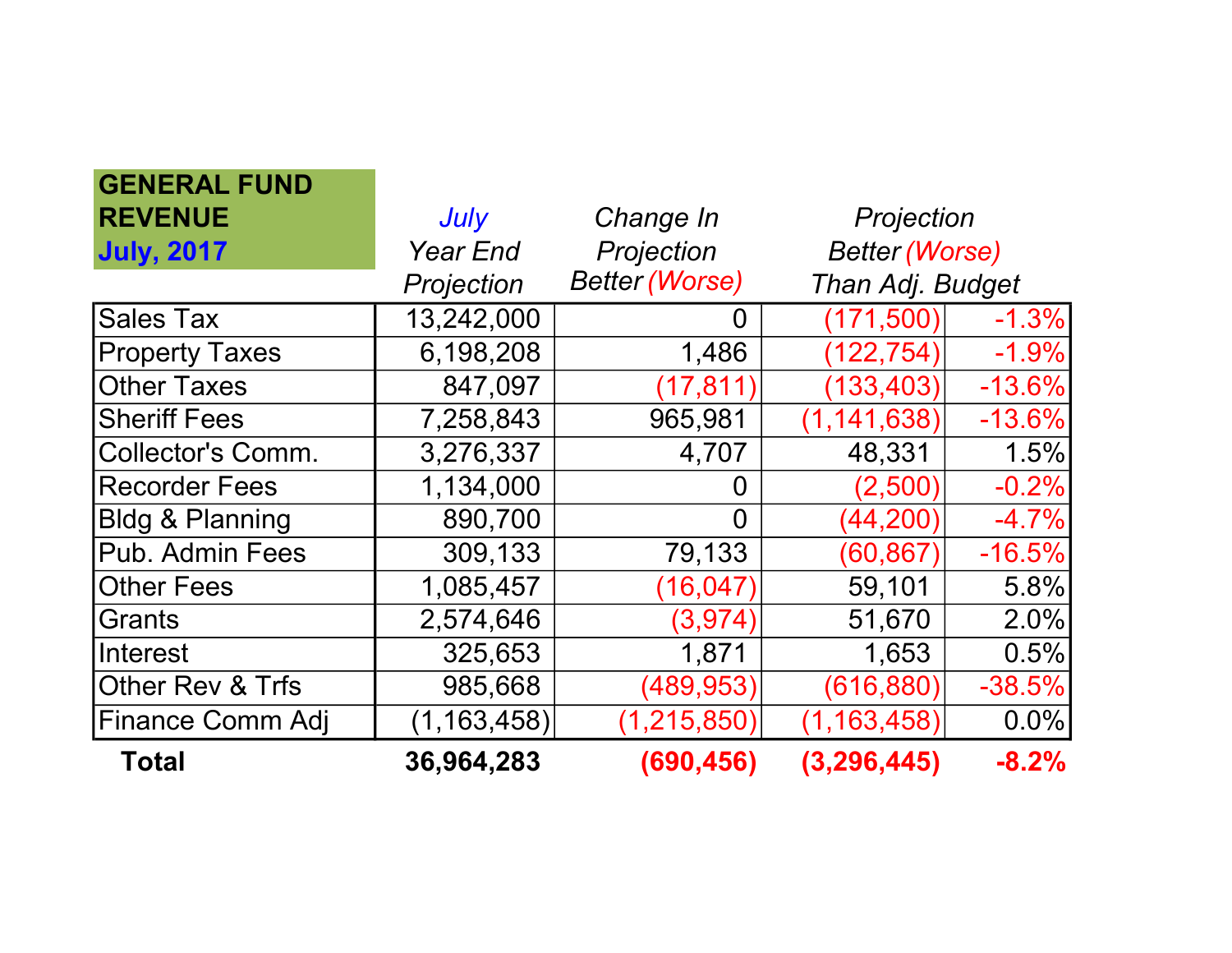| GENERAL FUND REVENUE July, 2017 | *July* *Year End Projection* | *Change In Projection Better (Worse)* | *Projection Better (Worse) Than Adj. Budget* | |
|---|---|---|---|---|
| Sales Tax | 13,242,000 | 0 | (171,500) | -1.3% |
| Property Taxes | 6,198,208 | 1,486 | (122,754) | -1.9% |
| Other Taxes | 847,097 | (17,811) | (133,403) | -13.6% |
| Sheriff Fees | 7,258,843 | 965,981 | (1,141,638) | -13.6% |
| Collector's Comm. | 3,276,337 | 4,707 | 48,331 | 1.5% |
| Recorder Fees | 1,134,000 | 0 | (2,500) | -0.2% |
| Bldg & Planning | 890,700 | 0 | (44,200) | -4.7% |
| Pub. Admin Fees | 309,133 | 79,133 | (60,867) | -16.5% |
| Other Fees | 1,085,457 | (16,047) | 59,101 | 5.8% |
| Grants | 2,574,646 | (3,974) | 51,670 | 2.0% |
| Interest | 325,653 | 1,871 | 1,653 | 0.5% |
| Other Rev & Trfs | 985,668 | (489,953) | (616,880) | -38.5% |
| Finance Comm Adj | (1,163,458) | (1,215,850) | (1,163,458) | 0.0% |
| **Total** | **36,964,283** | **(690,456)** | **(3,296,445)** | **-8.2%** |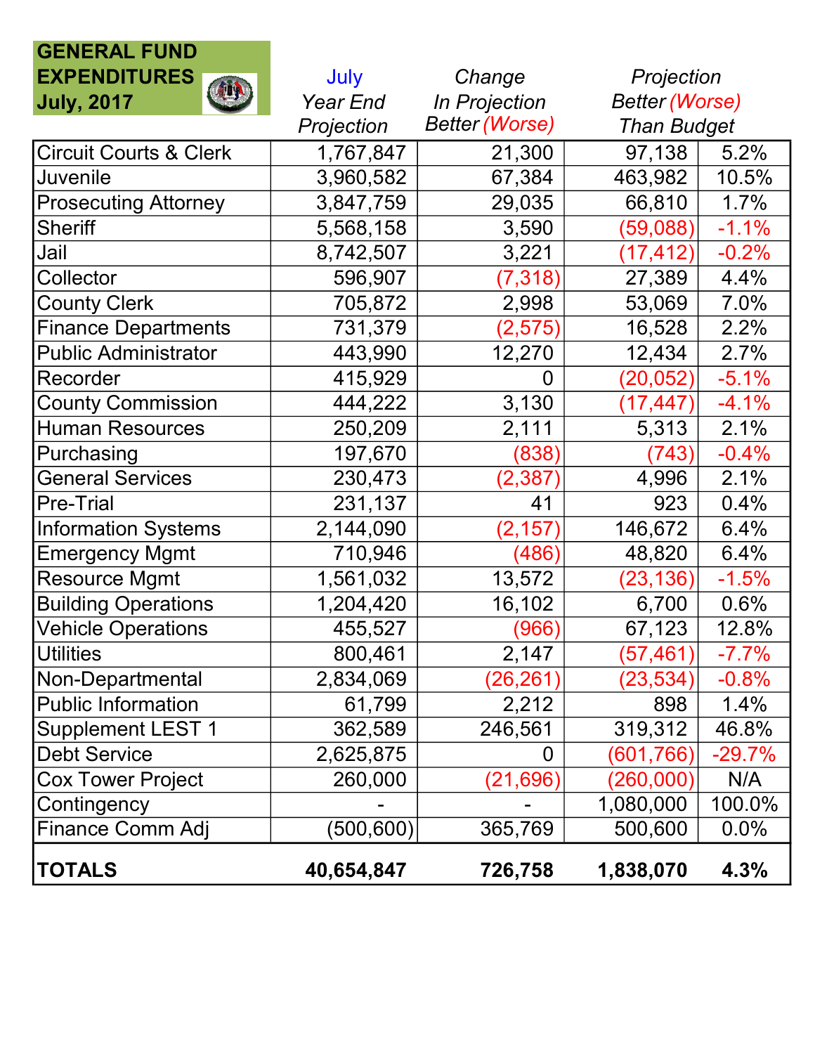## GENERAL FUND EXPENDITURES July, 2017

| | July Year End Projection | Change In Projection Better (Worse) | Projection Better (Worse) Than Budget | |
|---|---|---|---|---|
| Circuit Courts & Clerk | 1,767,847 | 21,300 | 97,138 | 5.2% |
| Juvenile | 3,960,582 | 67,384 | 463,982 | 10.5% |
| Prosecuting Attorney | 3,847,759 | 29,035 | 66,810 | 1.7% |
| Sheriff | 5,568,158 | 3,590 | (59,088) | -1.1% |
| Jail | 8,742,507 | 3,221 | (17,412) | -0.2% |
| Collector | 596,907 | (7,318) | 27,389 | 4.4% |
| County Clerk | 705,872 | 2,998 | 53,069 | 7.0% |
| Finance Departments | 731,379 | (2,575) | 16,528 | 2.2% |
| Public Administrator | 443,990 | 12,270 | 12,434 | 2.7% |
| Recorder | 415,929 | 0 | (20,052) | -5.1% |
| County Commission | 444,222 | 3,130 | (17,447) | -4.1% |
| Human Resources | 250,209 | 2,111 | 5,313 | 2.1% |
| Purchasing | 197,670 | (838) | (743) | -0.4% |
| General Services | 230,473 | (2,387) | 4,996 | 2.1% |
| Pre-Trial | 231,137 | 41 | 923 | 0.4% |
| Information Systems | 2,144,090 | (2,157) | 146,672 | 6.4% |
| Emergency Mgmt | 710,946 | (486) | 48,820 | 6.4% |
| Resource Mgmt | 1,561,032 | 13,572 | (23,136) | -1.5% |
| Building Operations | 1,204,420 | 16,102 | 6,700 | 0.6% |
| Vehicle Operations | 455,527 | (966) | 67,123 | 12.8% |
| Utilities | 800,461 | 2,147 | (57,461) | -7.7% |
| Non-Departmental | 2,834,069 | (26,261) | (23,534) | -0.8% |
| Public Information | 61,799 | 2,212 | 898 | 1.4% |
| Supplement LEST 1 | 362,589 | 246,561 | 319,312 | 46.8% |
| Debt Service | 2,625,875 | 0 | (601,766) | -29.7% |
| Cox Tower Project | 260,000 | (21,696) | (260,000) | N/A |
| Contingency | - | - | 1,080,000 | 100.0% |
| Finance Comm Adj | (500,600) | 365,769 | 500,600 | 0.0% |
| **TOTALS** | **40,654,847** | **726,758** | **1,838,070** | **4.3%** |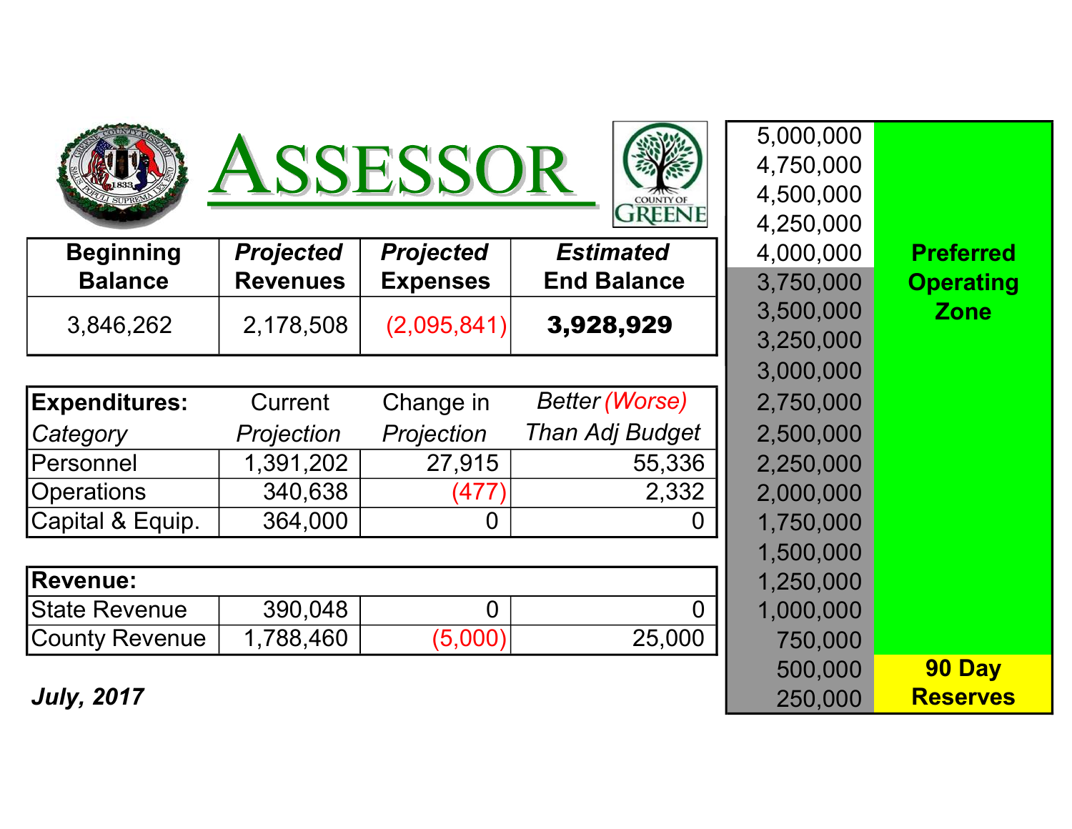# ASSESSOR

| Beginning Balance | *Projected* Revenues | *Projected* Expenses | *Estimated* End Balance |
|---|---|---|---|
| 3,846,262 | 2,178,508 | (2,095,841) | **3,928,929** |

| **Expenditures:** *Category* | Current *Projection* | Change in *Projection* | *Better (Worse) Than Adj Budget* |
|---|---|---|---|
| Personnel | 1,391,202 | 27,915 | 55,336 |
| Operations | 340,638 | (477) | 2,332 |
| Capital & Equip. | 364,000 | 0 | 0 |

| **Revenue:** | | | |
|---|---|---|---|
| State Revenue | 390,048 | 0 | 0 |
| County Revenue | 1,788,460 | (5,000) | 25,000 |

***July, 2017***

| | |
|---|---|
| 5,000,000 | **Preferred Operating Zone** |
| 4,750,000 | |
| 4,500,000 | |
| 4,250,000 | |
| 4,000,000 | |
| 3,750,000 | |
| 3,500,000 | |
| 3,250,000 | |
| 3,000,000 | |
| 2,750,000 | |
| 2,500,000 | |
| 2,250,000 | |
| 2,000,000 | |
| 1,750,000 | |
| 1,500,000 | |
| 1,250,000 | |
| 1,000,000 | |
| 750,000 | |
| 500,000 | **90 Day Reserves** |
| 250,000 | |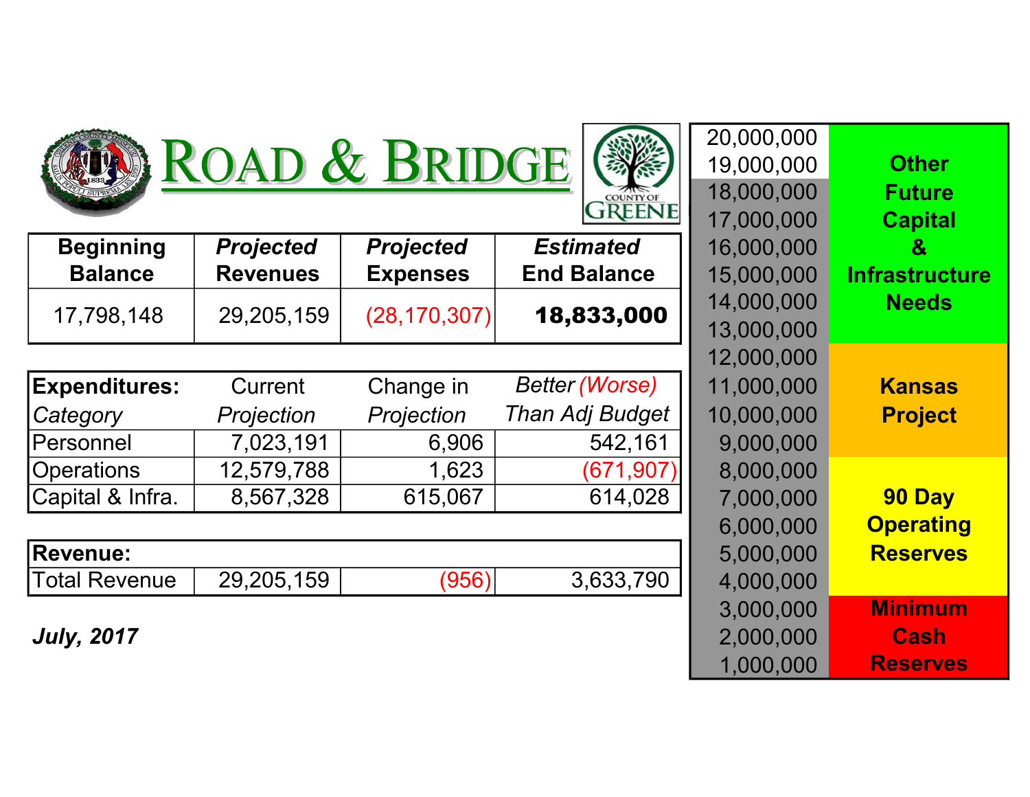# ROAD & BRIDGE

| Beginning Balance | *Projected Revenues* | *Projected Expenses* | *Estimated End Balance* |
|---|---|---|---|
| 17,798,148 | 29,205,159 | (28,170,307) | **18,833,000** |

| **Expenditures:** *Category* | Current *Projection* | Change in *Projection* | *Better (Worse) Than Adj Budget* |
|---|---|---|---|
| Personnel | 7,023,191 | 6,906 | 542,161 |
| Operations | 12,579,788 | 1,623 | (671,907) |
| Capital & Infra. | 8,567,328 | 615,067 | 614,028 |

| **Revenue:** | | | |
|---|---|---|---|
| Total Revenue | 29,205,159 | (956) | 3,633,790 |

***July, 2017***

20,000,000
19,000,000
18,000,000
17,000,000
16,000,000
15,000,000
14,000,000
13,000,000
12,000,000
11,000,000
10,000,000
9,000,000
8,000,000
7,000,000
6,000,000
5,000,000
4,000,000
3,000,000
2,000,000
1,000,000

**Other Future Capital & Infrastructure Needs**

**Kansas Project**

**90 Day Operating Reserves**

**Minimum Cash Reserves**